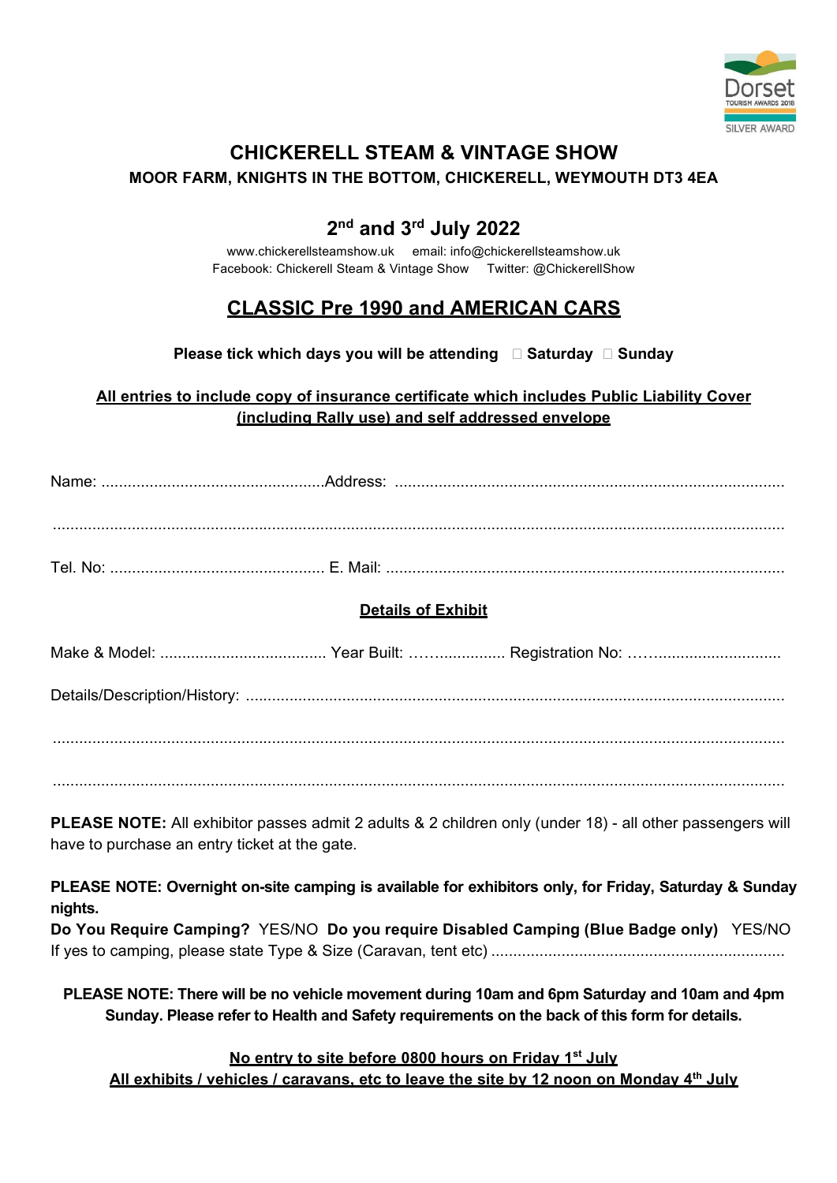Dorset TOURISM AWARDS 2018 SILVER AWARD

# CHICKERELL STEAM & VINTAGE SHOW

**MOOR FARM, KNIGHTS IN THE BOTTOM, CHICKERELL, WEYMOUTH DT3 4EA**

## 2nd and 3rd July 2022

www.chickerellsteamshow.uk email: info@chickerellsteamshow.uk
Facebook: Chickerell Steam & Vintage Show Twitter: @ChickerellShow

## CLASSIC Pre 1990 and AMERICAN CARS

**Please tick which days you will be attending ☐ Saturday ☐ Sunday**

**All entries to include copy of insurance certificate which includes Public Liability Cover (including Rally use) and self addressed envelope**

Name: ....................................................Address: .........................................................................................

.......................................................................................................................................................

Tel. No: ................................................. E. Mail: ...........................................................................................

### Details of Exhibit

Make & Model: ...................................... Year Built: ……................ Registration No: ….............................

Details/Description/History: ..........................................................................................................

.......................................................................................................................................................

.......................................................................................................................................................

**PLEASE NOTE:** All exhibitor passes admit 2 adults & 2 children only (under 18) - all other passengers will have to purchase an entry ticket at the gate.

**PLEASE NOTE: Overnight on-site camping is available for exhibitors only, for Friday, Saturday & Sunday nights.**
**Do You Require Camping?** YES/NO **Do you require Disabled Camping (Blue Badge only)** YES/NO
If yes to camping, please state Type & Size (Caravan, tent etc) ...................................................................

**PLEASE NOTE: There will be no vehicle movement during 10am and 6pm Saturday and 10am and 4pm Sunday. Please refer to Health and Safety requirements on the back of this form for details.**

**No entry to site before 0800 hours on Friday 1st July**
**All exhibits / vehicles / caravans, etc to leave the site by 12 noon on Monday 4th July**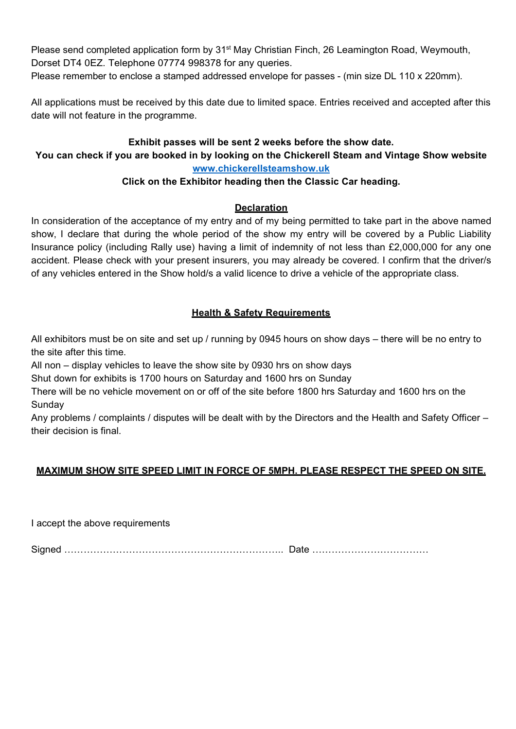Please send completed application form by 31st May Christian Finch, 26 Leamington Road, Weymouth, Dorset DT4 0EZ. Telephone 07774 998378 for any queries.
Please remember to enclose a stamped addressed envelope for passes - (min size DL 110 x 220mm).

All applications must be received by this date due to limited space. Entries received and accepted after this date will not feature in the programme.

**Exhibit passes will be sent 2 weeks before the show date.**
**You can check if you are booked in by looking on the Chickerell Steam and Vintage Show website [www.chickerellsteamshow.uk](http://www.chickerellsteamshow.uk)**
**Click on the Exhibitor heading then the Classic Car heading.**

**<u>Declaration</u>**

In consideration of the acceptance of my entry and of my being permitted to take part in the above named show, I declare that during the whole period of the show my entry will be covered by a Public Liability Insurance policy (including Rally use) having a limit of indemnity of not less than £2,000,000 for any one accident. Please check with your present insurers, you may already be covered. I confirm that the driver/s of any vehicles entered in the Show hold/s a valid licence to drive a vehicle of the appropriate class.

**<u>Health & Safety Requirements</u>**

All exhibitors must be on site and set up / running by 0945 hours on show days – there will be no entry to the site after this time.
All non – display vehicles to leave the show site by 0930 hrs on show days
Shut down for exhibits is 1700 hours on Saturday and 1600 hrs on Sunday
There will be no vehicle movement on or off of the site before 1800 hrs Saturday and 1600 hrs on the Sunday
Any problems / complaints / disputes will be dealt with by the Directors and the Health and Safety Officer – their decision is final.

**<u>MAXIMUM SHOW SITE SPEED LIMIT IN FORCE OF 5MPH. PLEASE RESPECT THE SPEED ON SITE.</u>**

I accept the above requirements

Signed ………………………………………………………….. Date ………………………………